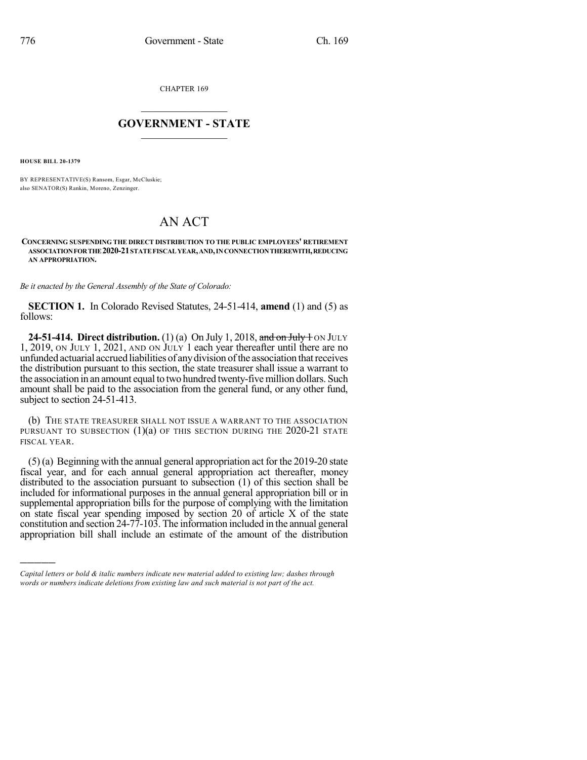CHAPTER 169

# GOVERNMENT - STATE

**HOUSE BILL 20-1379**

BY REPRESENTATIVE(S) Ransom, Esgar, McCluskie;
also SENATOR(S) Rankin, Moreno, Zenzinger.

# AN ACT

**CONCERNING SUSPENDING THE DIRECT DISTRIBUTION TO THE PUBLIC EMPLOYEES' RETIREMENT ASSOCIATION FOR THE 2020-21 STATE FISCAL YEAR, AND, IN CONNECTION THEREWITH, REDUCING AN APPROPRIATION.**

*Be it enacted by the General Assembly of the State of Colorado:*

**SECTION 1.** In Colorado Revised Statutes, 24-51-414, **amend** (1) and (5) as follows:

**24-51-414. Direct distribution.** (1) (a) On July 1, 2018, ~~and on July 1~~ ON JULY 1, 2019, ON JULY 1, 2021, AND ON JULY 1 each year thereafter until there are no unfunded actuarial accrued liabilities of any division of the association that receives the distribution pursuant to this section, the state treasurer shall issue a warrant to the association in an amount equal to two hundred twenty-five million dollars. Such amount shall be paid to the association from the general fund, or any other fund, subject to section 24-51-413.

(b) THE STATE TREASURER SHALL NOT ISSUE A WARRANT TO THE ASSOCIATION PURSUANT TO SUBSECTION (1)(a) OF THIS SECTION DURING THE 2020-21 STATE FISCAL YEAR.

(5) (a) Beginning with the annual general appropriation act for the 2019-20 state fiscal year, and for each annual general appropriation act thereafter, money distributed to the association pursuant to subsection (1) of this section shall be included for informational purposes in the annual general appropriation bill or in supplemental appropriation bills for the purpose of complying with the limitation on state fiscal year spending imposed by section 20 of article X of the state constitution and section 24-77-103. The information included in the annual general appropriation bill shall include an estimate of the amount of the distribution

---

*Capital letters or bold & italic numbers indicate new material added to existing law; dashes through words or numbers indicate deletions from existing law and such material is not part of the act.*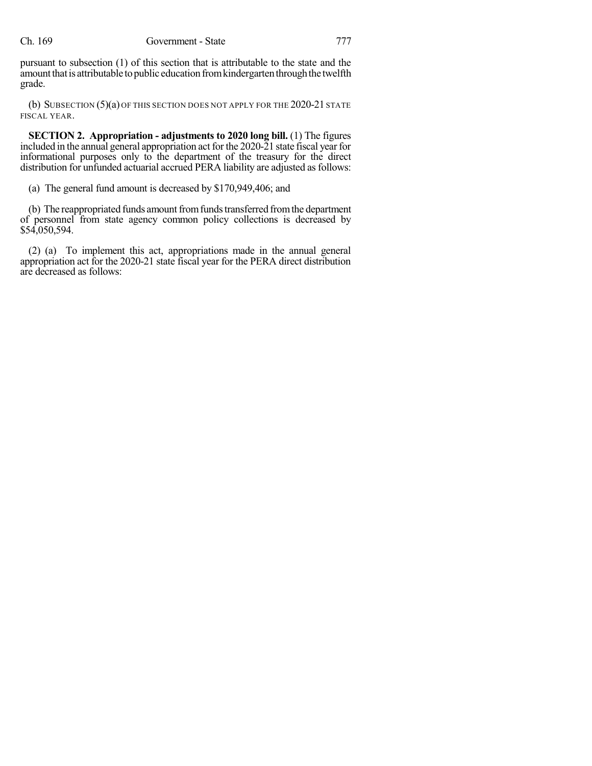pursuant to subsection (1) of this section that is attributable to the state and the amount that is attributable to public education from kindergarten through the twelfth grade.

(b) SUBSECTION (5)(a) OF THIS SECTION DOES NOT APPLY FOR THE 2020-21 STATE FISCAL YEAR.

**SECTION 2. Appropriation - adjustments to 2020 long bill.** (1) The figures included in the annual general appropriation act for the 2020-21 state fiscal year for informational purposes only to the department of the treasury for the direct distribution for unfunded actuarial accrued PERA liability are adjusted as follows:

(a) The general fund amount is decreased by $170,949,406; and

(b) The reappropriated funds amount from funds transferred from the department of personnel from state agency common policy collections is decreased by $54,050,594.

(2) (a) To implement this act, appropriations made in the annual general appropriation act for the 2020-21 state fiscal year for the PERA direct distribution are decreased as follows: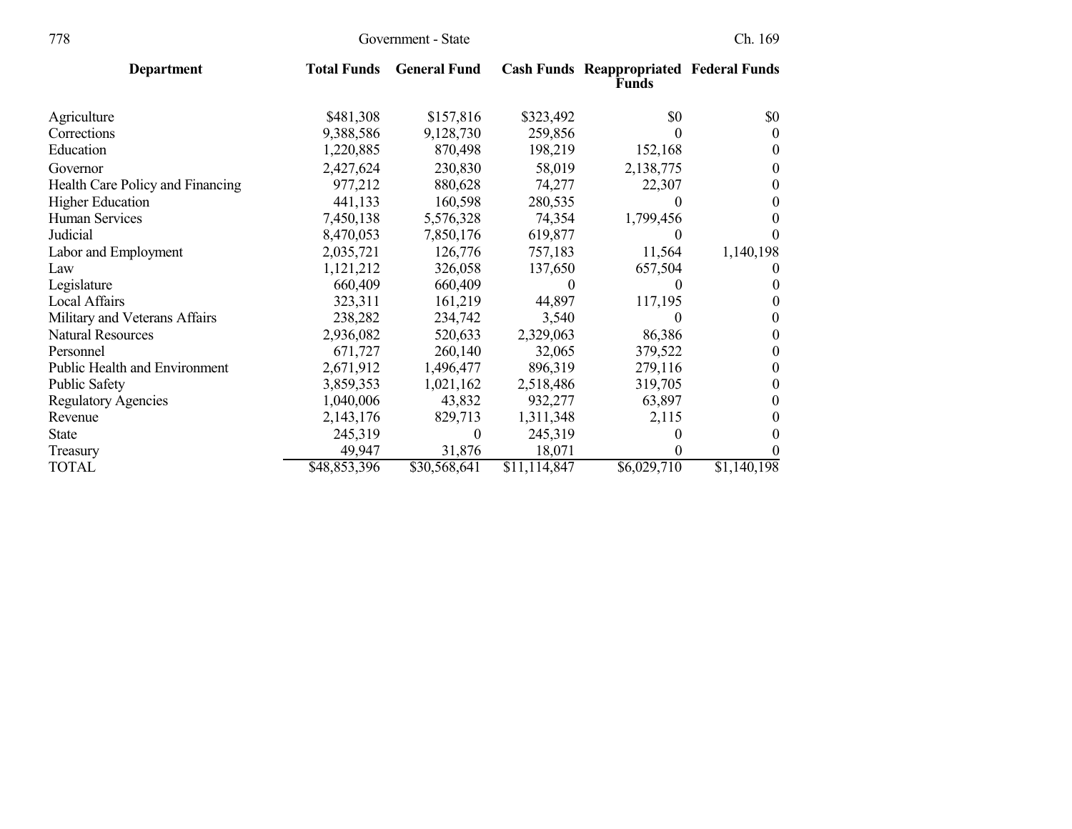| Department | Total Funds | General Fund | Cash Funds | Reappropriated Funds | Federal Funds |
|---|---|---|---|---|---|
| Agriculture | $481,308 | $157,816 | $323,492 | $0 | $0 |
| Corrections | 9,388,586 | 9,128,730 | 259,856 | 0 | 0 |
| Education | 1,220,885 | 870,498 | 198,219 | 152,168 | 0 |
| Governor | 2,427,624 | 230,830 | 58,019 | 2,138,775 | 0 |
| Health Care Policy and Financing | 977,212 | 880,628 | 74,277 | 22,307 | 0 |
| Higher Education | 441,133 | 160,598 | 280,535 | 0 | 0 |
| Human Services | 7,450,138 | 5,576,328 | 74,354 | 1,799,456 | 0 |
| Judicial | 8,470,053 | 7,850,176 | 619,877 | 0 | 0 |
| Labor and Employment | 2,035,721 | 126,776 | 757,183 | 11,564 | 1,140,198 |
| Law | 1,121,212 | 326,058 | 137,650 | 657,504 | 0 |
| Legislature | 660,409 | 660,409 | 0 | 0 | 0 |
| Local Affairs | 323,311 | 161,219 | 44,897 | 117,195 | 0 |
| Military and Veterans Affairs | 238,282 | 234,742 | 3,540 | 0 | 0 |
| Natural Resources | 2,936,082 | 520,633 | 2,329,063 | 86,386 | 0 |
| Personnel | 671,727 | 260,140 | 32,065 | 379,522 | 0 |
| Public Health and Environment | 2,671,912 | 1,496,477 | 896,319 | 279,116 | 0 |
| Public Safety | 3,859,353 | 1,021,162 | 2,518,486 | 319,705 | 0 |
| Regulatory Agencies | 1,040,006 | 43,832 | 932,277 | 63,897 | 0 |
| Revenue | 2,143,176 | 829,713 | 1,311,348 | 2,115 | 0 |
| State | 245,319 | 0 | 245,319 | 0 | 0 |
| Treasury | 49,947 | 31,876 | 18,071 | 0 | 0 |
| TOTAL | $48,853,396 | $30,568,641 | $11,114,847 | $6,029,710 | $1,140,198 |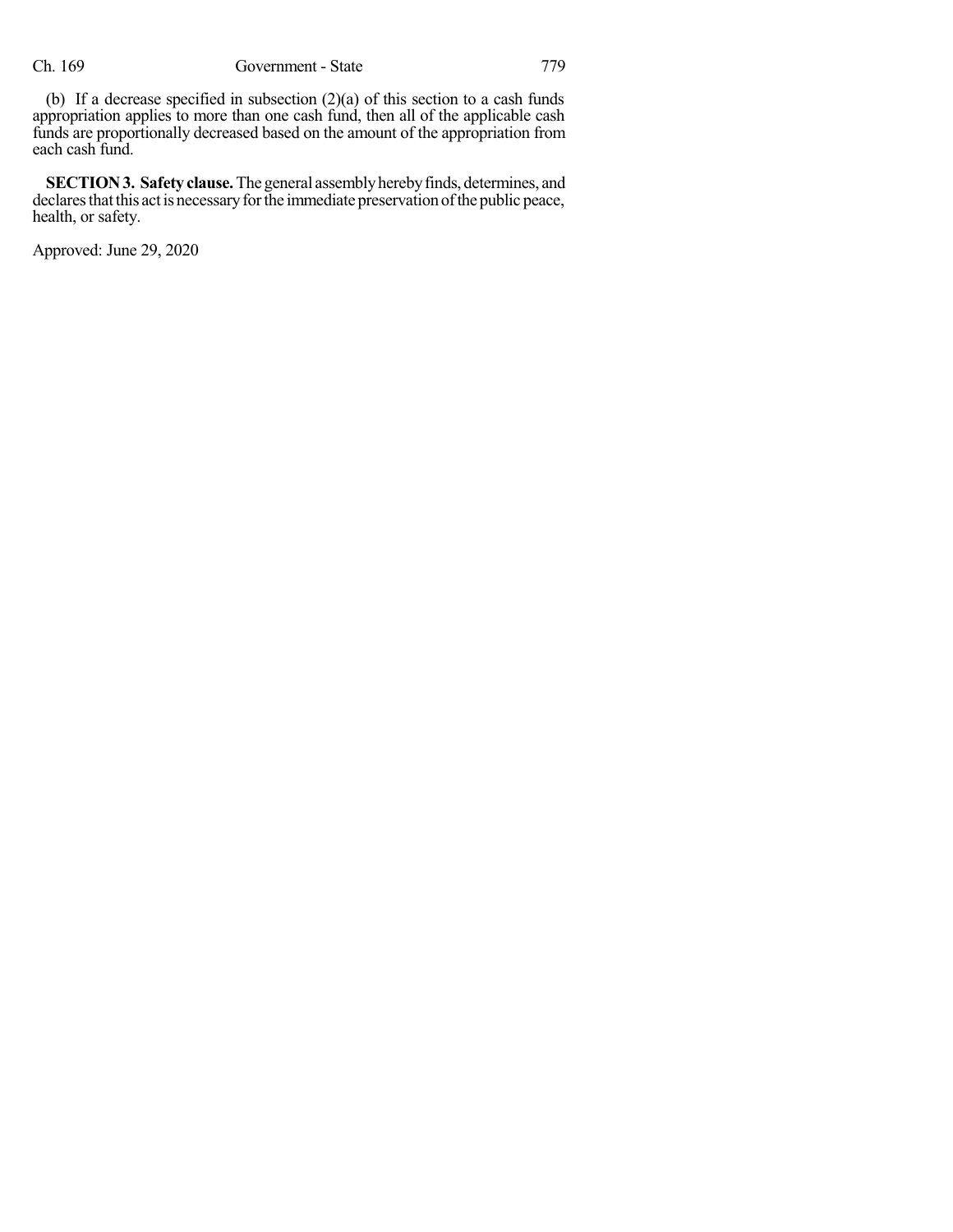(b) If a decrease specified in subsection (2)(a) of this section to a cash funds appropriation applies to more than one cash fund, then all of the applicable cash funds are proportionally decreased based on the amount of the appropriation from each cash fund.

**SECTION 3. Safety clause.** The general assembly hereby finds, determines, and declares that this act is necessary for the immediate preservation of the public peace, health, or safety.

Approved: June 29, 2020